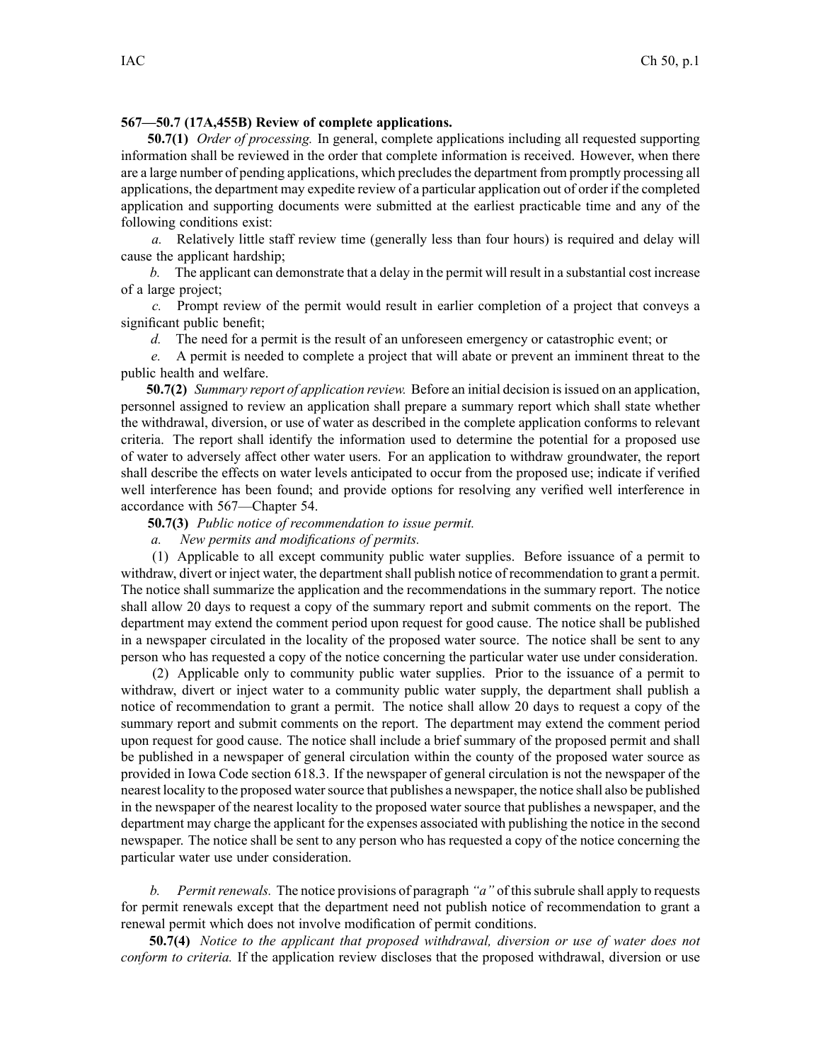**567—50.7 (17A,455B) Review of complete applications.**

**50.7(1)** *Order of processing.* In general, complete applications including all requested supporting information shall be reviewed in the order that complete information is received. However, when there are a large number of pending applications, which precludes the department from promptly processing all applications, the department may expedite review of a particular application out of order if the completed application and supporting documents were submitted at the earliest practicable time and any of the following conditions exist:

*a.* Relatively little staff review time (generally less than four hours) is required and delay will cause the applicant hardship;

*b.* The applicant can demonstrate that a delay in the permit will result in a substantial cost increase of a large project;

*c.* Prompt review of the permit would result in earlier completion of a project that conveys a significant public benefit;

*d.* The need for a permit is the result of an unforeseen emergency or catastrophic event; or

*e.* A permit is needed to complete a project that will abate or prevent an imminent threat to the public health and welfare.

**50.7(2)** *Summary report of application review.* Before an initial decision is issued on an application, personnel assigned to review an application shall prepare a summary report which shall state whether the withdrawal, diversion, or use of water as described in the complete application conforms to relevant criteria. The report shall identify the information used to determine the potential for a proposed use of water to adversely affect other water users. For an application to withdraw groundwater, the report shall describe the effects on water levels anticipated to occur from the proposed use; indicate if verified well interference has been found; and provide options for resolving any verified well interference in accordance with 567—Chapter 54.

**50.7(3)** *Public notice of recommendation to issue permit.*

*a.* *New permits and modifications of permits.*

(1) Applicable to all except community public water supplies. Before issuance of a permit to withdraw, divert or inject water, the department shall publish notice of recommendation to grant a permit. The notice shall summarize the application and the recommendations in the summary report. The notice shall allow 20 days to request a copy of the summary report and submit comments on the report. The department may extend the comment period upon request for good cause. The notice shall be published in a newspaper circulated in the locality of the proposed water source. The notice shall be sent to any person who has requested a copy of the notice concerning the particular water use under consideration.

(2) Applicable only to community public water supplies. Prior to the issuance of a permit to withdraw, divert or inject water to a community public water supply, the department shall publish a notice of recommendation to grant a permit. The notice shall allow 20 days to request a copy of the summary report and submit comments on the report. The department may extend the comment period upon request for good cause. The notice shall include a brief summary of the proposed permit and shall be published in a newspaper of general circulation within the county of the proposed water source as provided in Iowa Code section 618.3. If the newspaper of general circulation is not the newspaper of the nearest locality to the proposed water source that publishes a newspaper, the notice shall also be published in the newspaper of the nearest locality to the proposed water source that publishes a newspaper, and the department may charge the applicant for the expenses associated with publishing the notice in the second newspaper. The notice shall be sent to any person who has requested a copy of the notice concerning the particular water use under consideration.

*b.* *Permit renewals.* The notice provisions of paragraph *"a"* of this subrule shall apply to requests for permit renewals except that the department need not publish notice of recommendation to grant a renewal permit which does not involve modification of permit conditions.

**50.7(4)** *Notice to the applicant that proposed withdrawal, diversion or use of water does not conform to criteria.* If the application review discloses that the proposed withdrawal, diversion or use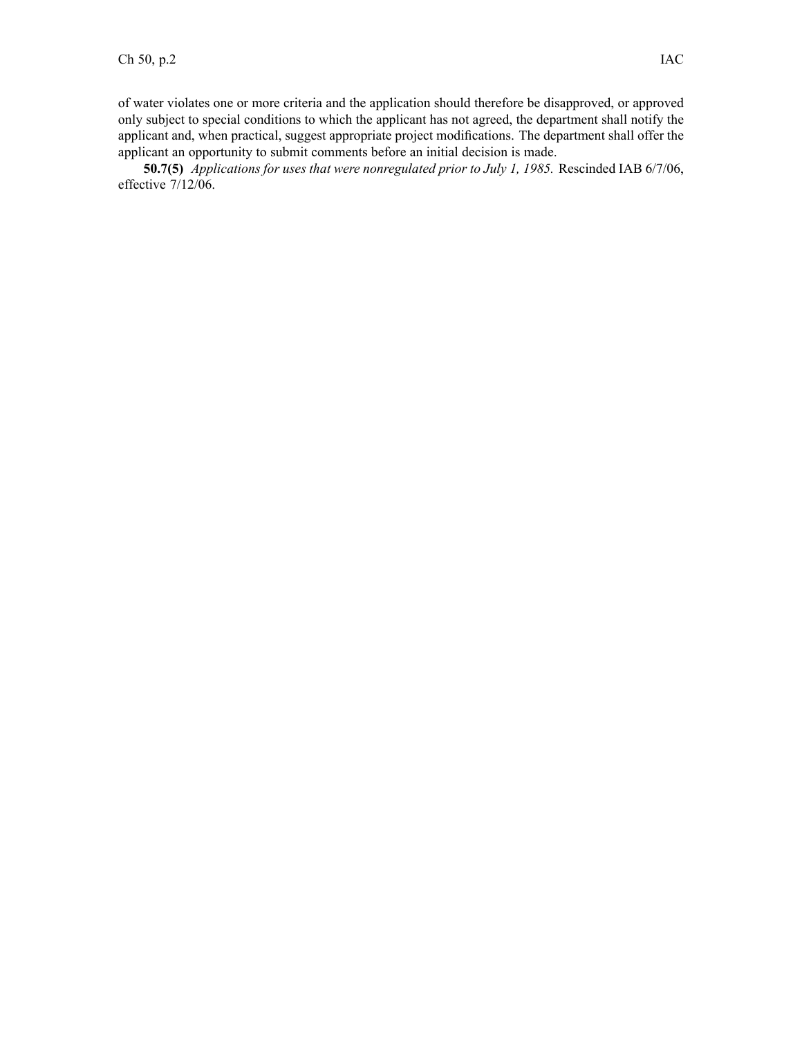of water violates one or more criteria and the application should therefore be disapproved, or approved only subject to special conditions to which the applicant has not agreed, the department shall notify the applicant and, when practical, suggest appropriate project modifications. The department shall offer the applicant an opportunity to submit comments before an initial decision is made.

**50.7(5)** *Applications for uses that were nonregulated prior to July 1, 1985.* Rescinded IAB 6/7/06, effective 7/12/06.